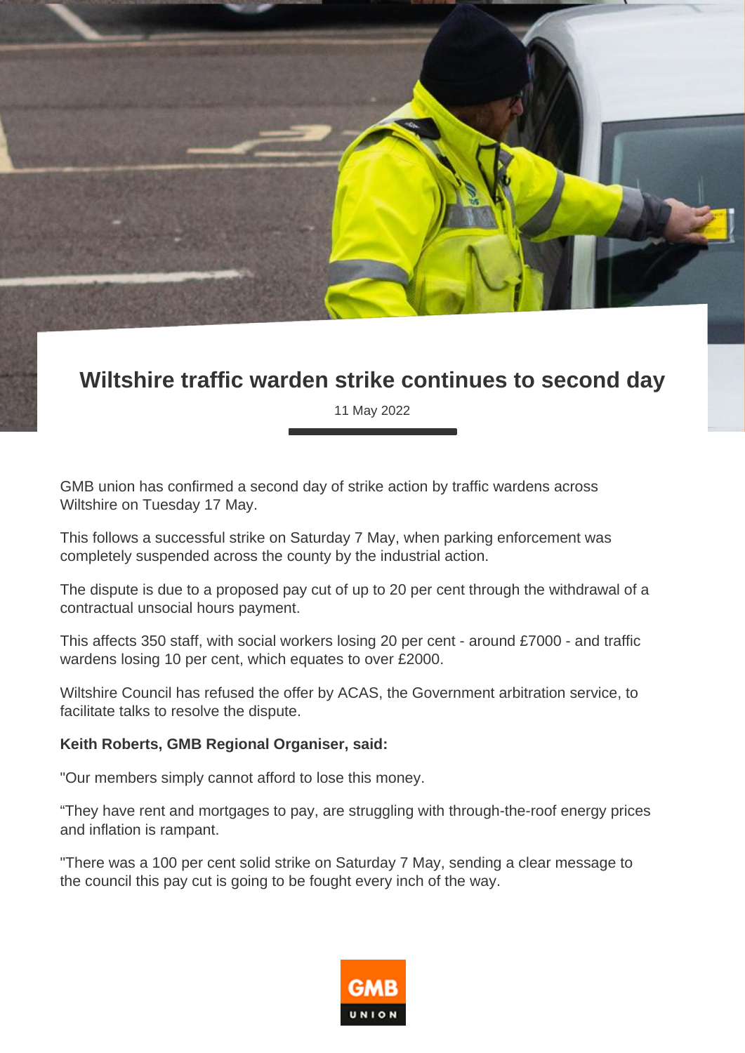# Wiltshire traffic warden strike continues to second day

11 May 2022

GMB union has confirmed a second day of strike action by traffic wardens across Wiltshire on Tuesday 17 May.

This follows a successful strike on Saturday 7 May, when parking enforcement was completely suspended across the county by the industrial action.

The dispute is due to a proposed pay cut of up to 20 per cent through the withdrawal of a contractual unsocial hours payment.

This affects 350 staff, with social workers losing 20 per cent - around £7000 - and traffic wardens losing 10 per cent, which equates to over £2000.

Wiltshire Council has refused the offer by ACAS, the Government arbitration service, to facilitate talks to resolve the dispute.

**Keith Roberts, GMB Regional Organiser, said:**

"Our members simply cannot afford to lose this money.

“They have rent and mortgages to pay, are struggling with through-the-roof energy prices and inflation is rampant.

"There was a 100 per cent solid strike on Saturday 7 May, sending a clear message to the council this pay cut is going to be fought every inch of the way.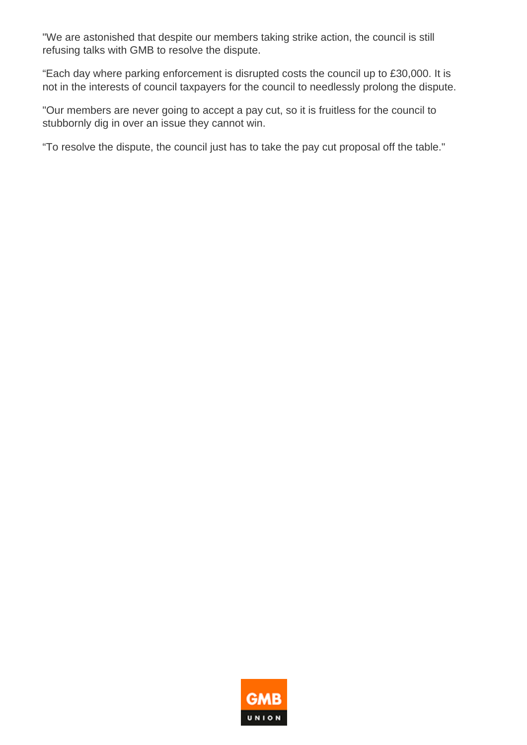"We are astonished that despite our members taking strike action, the council is still refusing talks with GMB to resolve the dispute.

“Each day where parking enforcement is disrupted costs the council up to £30,000. It is not in the interests of council taxpayers for the council to needlessly prolong the dispute.

"Our members are never going to accept a pay cut, so it is fruitless for the council to stubbornly dig in over an issue they cannot win.

“To resolve the dispute, the council just has to take the pay cut proposal off the table."